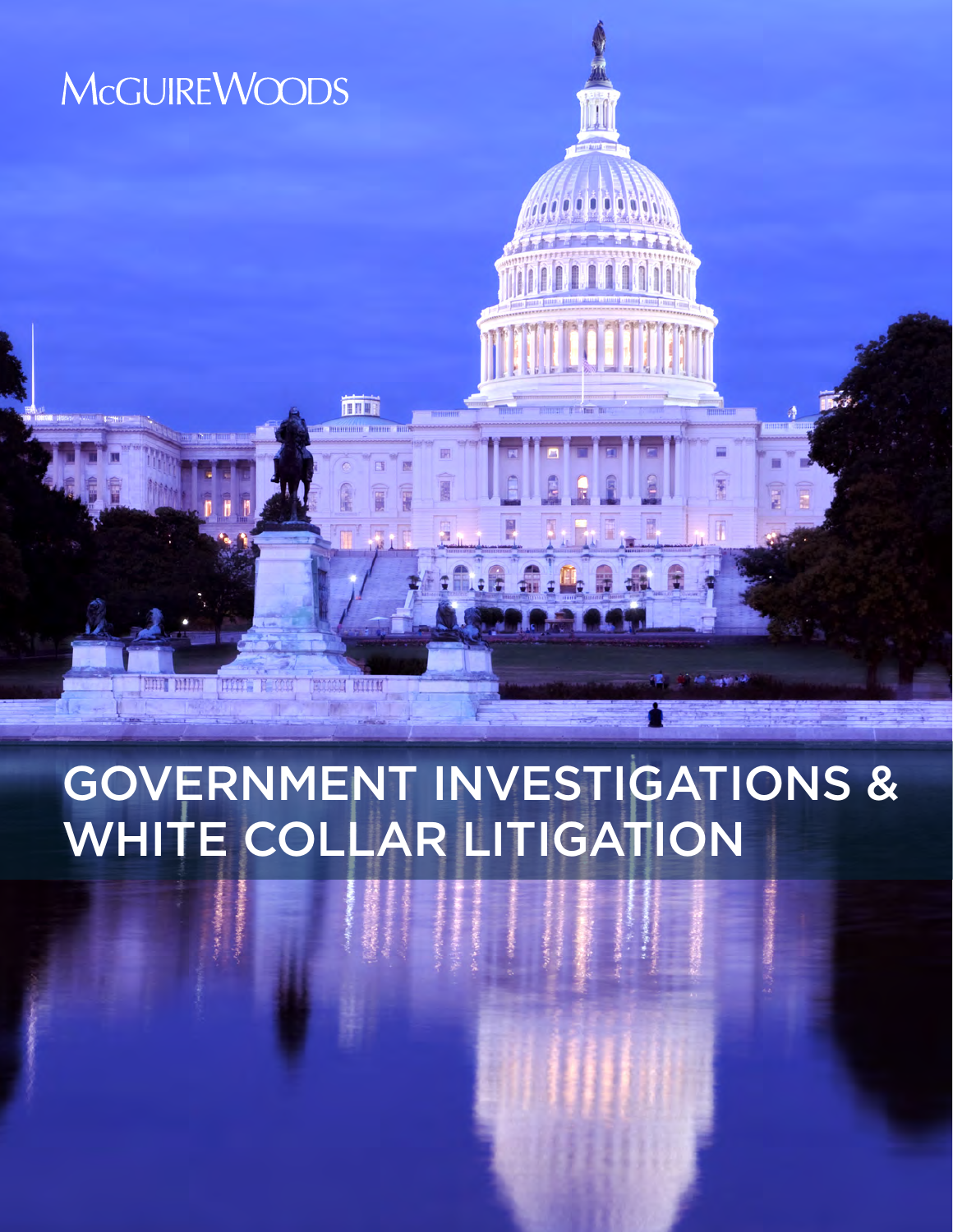McGUIREWOODS

# GOVERNMENT INVESTIGATIONS & WHITE COLLAR LITIGATION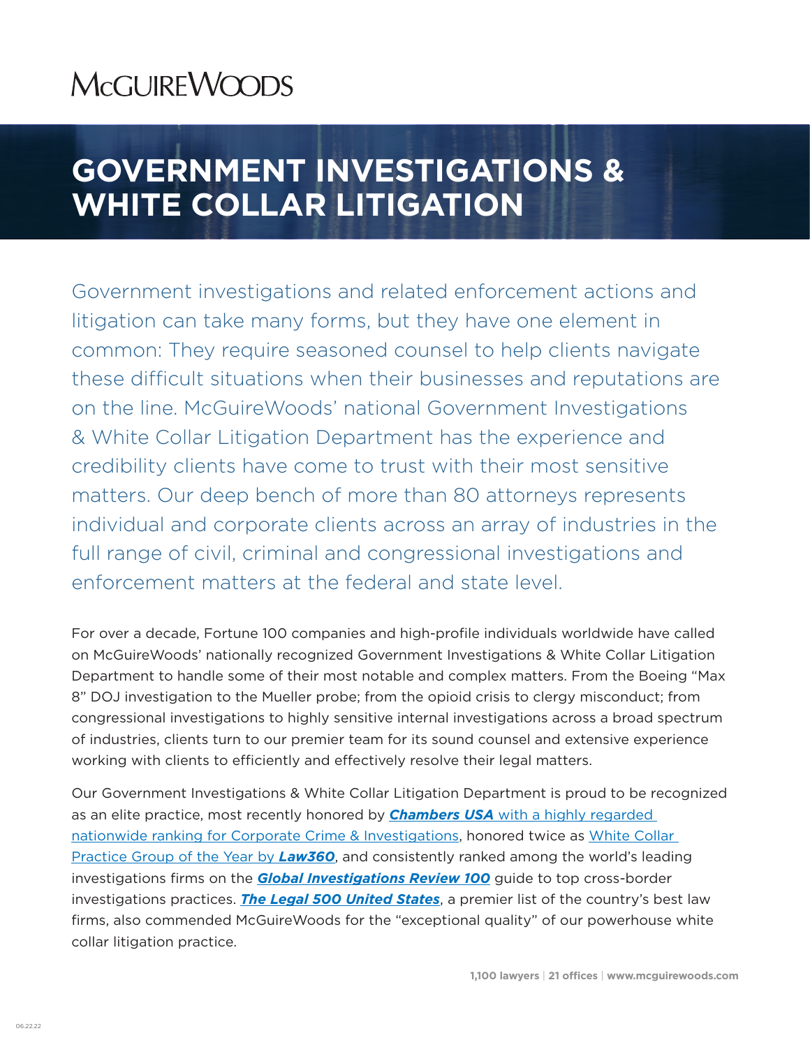# GOVERNMENT INVESTIGATIONS & WHITE COLLAR LITIGATION

Government investigations and related enforcement actions and litigation can take many forms, but they have one element in common: They require seasoned counsel to help clients navigate these difficult situations when their businesses and reputations are on the line. McGuireWoods' national Government Investigations & White Collar Litigation Department has the experience and credibility clients have come to trust with their most sensitive matters. Our deep bench of more than 80 attorneys represents individual and corporate clients across an array of industries in the full range of civil, criminal and congressional investigations and enforcement matters at the federal and state level.

For over a decade, Fortune 100 companies and high-profile individuals worldwide have called on McGuireWoods' nationally recognized Government Investigations & White Collar Litigation Department to handle some of their most notable and complex matters. From the Boeing "Max 8" DOJ investigation to the Mueller probe; from the opioid crisis to clergy misconduct; from congressional investigations to highly sensitive internal investigations across a broad spectrum of industries, clients turn to our premier team for its sound counsel and extensive experience working with clients to efficiently and effectively resolve their legal matters.

Our Government Investigations & White Collar Litigation Department is proud to be recognized as an elite practice, most recently honored by ***Chambers USA*** with a highly regarded nationwide ranking for Corporate Crime & Investigations, honored twice as White Collar Practice Group of the Year by ***Law360***, and consistently ranked among the world's leading investigations firms on the ***Global Investigations Review 100*** guide to top cross-border investigations practices. ***The Legal 500 United States***, a premier list of the country's best law firms, also commended McGuireWoods for the "exceptional quality" of our powerhouse white collar litigation practice.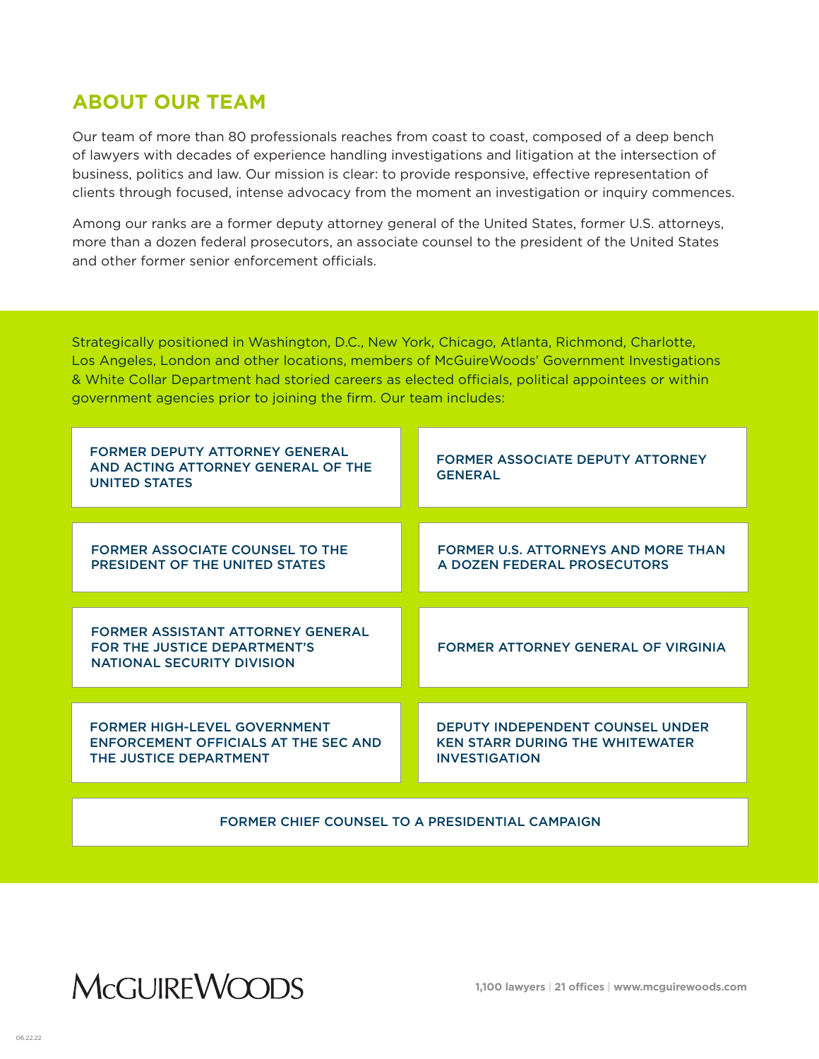## ABOUT OUR TEAM

Our team of more than 80 professionals reaches from coast to coast, composed of a deep bench of lawyers with decades of experience handling investigations and litigation at the intersection of business, politics and law. Our mission is clear: to provide responsive, effective representation of clients through focused, intense advocacy from the moment an investigation or inquiry commences.

Among our ranks are a former deputy attorney general of the United States, former U.S. attorneys, more than a dozen federal prosecutors, an associate counsel to the president of the United States and other former senior enforcement officials.

Strategically positioned in Washington, D.C., New York, Chicago, Atlanta, Richmond, Charlotte, Los Angeles, London and other locations, members of McGuireWoods' Government Investigations & White Collar Department had storied careers as elected officials, political appointees or within government agencies prior to joining the firm. Our team includes:

- FORMER DEPUTY ATTORNEY GENERAL AND ACTING ATTORNEY GENERAL OF THE UNITED STATES
- FORMER ASSOCIATE DEPUTY ATTORNEY GENERAL
- FORMER ASSOCIATE COUNSEL TO THE PRESIDENT OF THE UNITED STATES
- FORMER U.S. ATTORNEYS AND MORE THAN A DOZEN FEDERAL PROSECUTORS
- FORMER ASSISTANT ATTORNEY GENERAL FOR THE JUSTICE DEPARTMENT'S NATIONAL SECURITY DIVISION
- FORMER ATTORNEY GENERAL OF VIRGINIA
- FORMER HIGH-LEVEL GOVERNMENT ENFORCEMENT OFFICIALS AT THE SEC AND THE JUSTICE DEPARTMENT
- DEPUTY INDEPENDENT COUNSEL UNDER KEN STARR DURING THE WHITEWATER INVESTIGATION
- FORMER CHIEF COUNSEL TO A PRESIDENTIAL CAMPAIGN

McGUIREWOODS

**1,100 lawyers | 21 offices | www.mcguirewoods.com**

06.22.22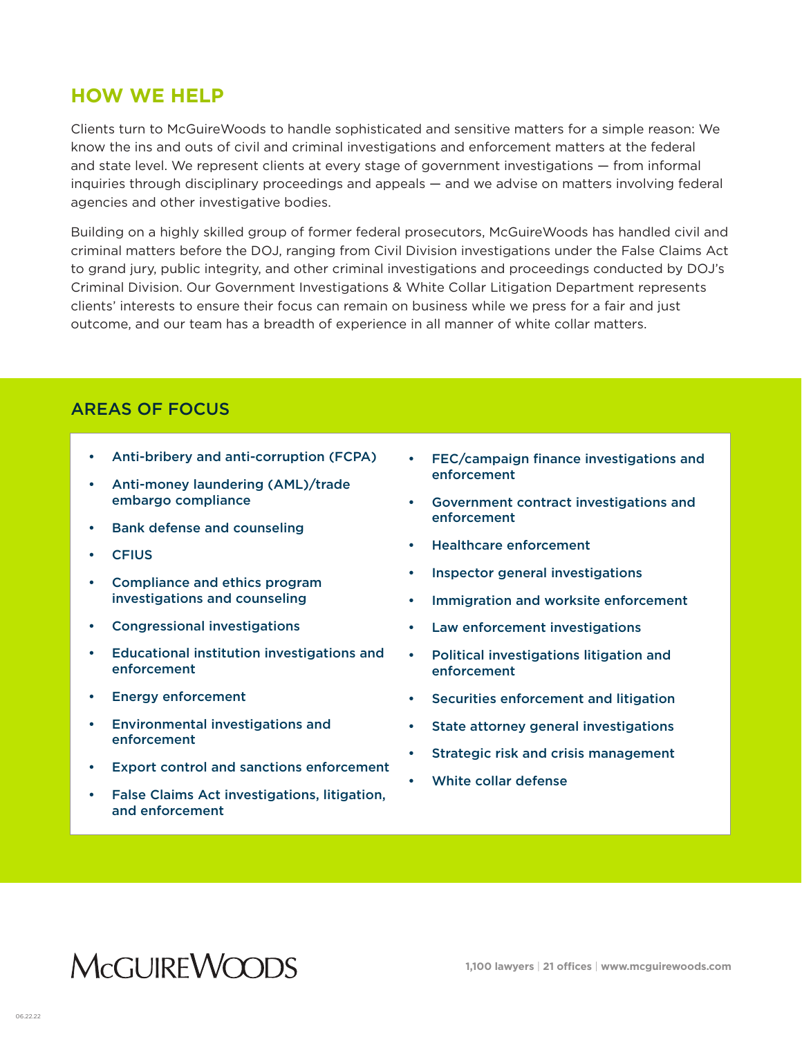## HOW WE HELP

Clients turn to McGuireWoods to handle sophisticated and sensitive matters for a simple reason: We know the ins and outs of civil and criminal investigations and enforcement matters at the federal and state level. We represent clients at every stage of government investigations — from informal inquiries through disciplinary proceedings and appeals — and we advise on matters involving federal agencies and other investigative bodies.

Building on a highly skilled group of former federal prosecutors, McGuireWoods has handled civil and criminal matters before the DOJ, ranging from Civil Division investigations under the False Claims Act to grand jury, public integrity, and other criminal investigations and proceedings conducted by DOJ's Criminal Division. Our Government Investigations & White Collar Litigation Department represents clients' interests to ensure their focus can remain on business while we press for a fair and just outcome, and our team has a breadth of experience in all manner of white collar matters.

## AREAS OF FOCUS

- Anti-bribery and anti-corruption (FCPA)
- Anti-money laundering (AML)/trade embargo compliance
- Bank defense and counseling
- CFIUS
- Compliance and ethics program investigations and counseling
- Congressional investigations
- Educational institution investigations and enforcement
- Energy enforcement
- Environmental investigations and enforcement
- Export control and sanctions enforcement
- False Claims Act investigations, litigation, and enforcement
- FEC/campaign finance investigations and enforcement
- Government contract investigations and enforcement
- Healthcare enforcement
- Inspector general investigations
- Immigration and worksite enforcement
- Law enforcement investigations
- Political investigations litigation and enforcement
- Securities enforcement and litigation
- State attorney general investigations
- Strategic risk and crisis management
- White collar defense

McGUIREWOODS

**1,100 lawyers** | **21 offices** | **www.mcguirewoods.com**

06.22.22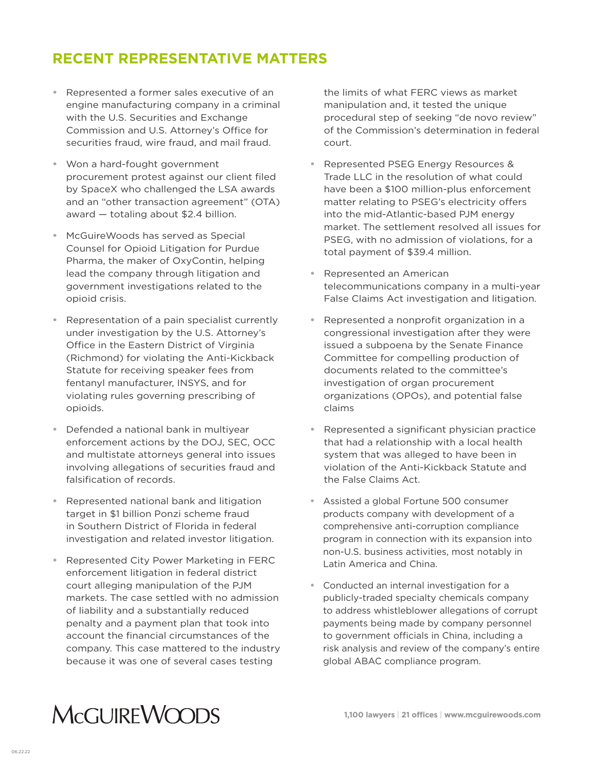## RECENT REPRESENTATIVE MATTERS

- Represented a former sales executive of an engine manufacturing company in a criminal with the U.S. Securities and Exchange Commission and U.S. Attorney's Office for securities fraud, wire fraud, and mail fraud.
- Won a hard-fought government procurement protest against our client filed by SpaceX who challenged the LSA awards and an "other transaction agreement" (OTA) award — totaling about $2.4 billion.
- McGuireWoods has served as Special Counsel for Opioid Litigation for Purdue Pharma, the maker of OxyContin, helping lead the company through litigation and government investigations related to the opioid crisis.
- Representation of a pain specialist currently under investigation by the U.S. Attorney's Office in the Eastern District of Virginia (Richmond) for violating the Anti-Kickback Statute for receiving speaker fees from fentanyl manufacturer, INSYS, and for violating rules governing prescribing of opioids.
- Defended a national bank in multiyear enforcement actions by the DOJ, SEC, OCC and multistate attorneys general into issues involving allegations of securities fraud and falsification of records.
- Represented national bank and litigation target in $1 billion Ponzi scheme fraud in Southern District of Florida in federal investigation and related investor litigation.
- Represented City Power Marketing in FERC enforcement litigation in federal district court alleging manipulation of the PJM markets. The case settled with no admission of liability and a substantially reduced penalty and a payment plan that took into account the financial circumstances of the company. This case mattered to the industry because it was one of several cases testing the limits of what FERC views as market manipulation and, it tested the unique procedural step of seeking "de novo review" of the Commission's determination in federal court.
- Represented PSEG Energy Resources & Trade LLC in the resolution of what could have been a $100 million-plus enforcement matter relating to PSEG's electricity offers into the mid-Atlantic-based PJM energy market. The settlement resolved all issues for PSEG, with no admission of violations, for a total payment of $39.4 million.
- Represented an American telecommunications company in a multi-year False Claims Act investigation and litigation.
- Represented a nonprofit organization in a congressional investigation after they were issued a subpoena by the Senate Finance Committee for compelling production of documents related to the committee's investigation of organ procurement organizations (OPOs), and potential false claims
- Represented a significant physician practice that had a relationship with a local health system that was alleged to have been in violation of the Anti-Kickback Statute and the False Claims Act.
- Assisted a global Fortune 500 consumer products company with development of a comprehensive anti-corruption compliance program in connection with its expansion into non-U.S. business activities, most notably in Latin America and China.
- Conducted an internal investigation for a publicly-traded specialty chemicals company to address whistleblower allegations of corrupt payments being made by company personnel to government officials in China, including a risk analysis and review of the company's entire global ABAC compliance program.

McGUIREWOODS

**1,100 lawyers** | **21 offices** | **www.mcguirewoods.com**

06.22.22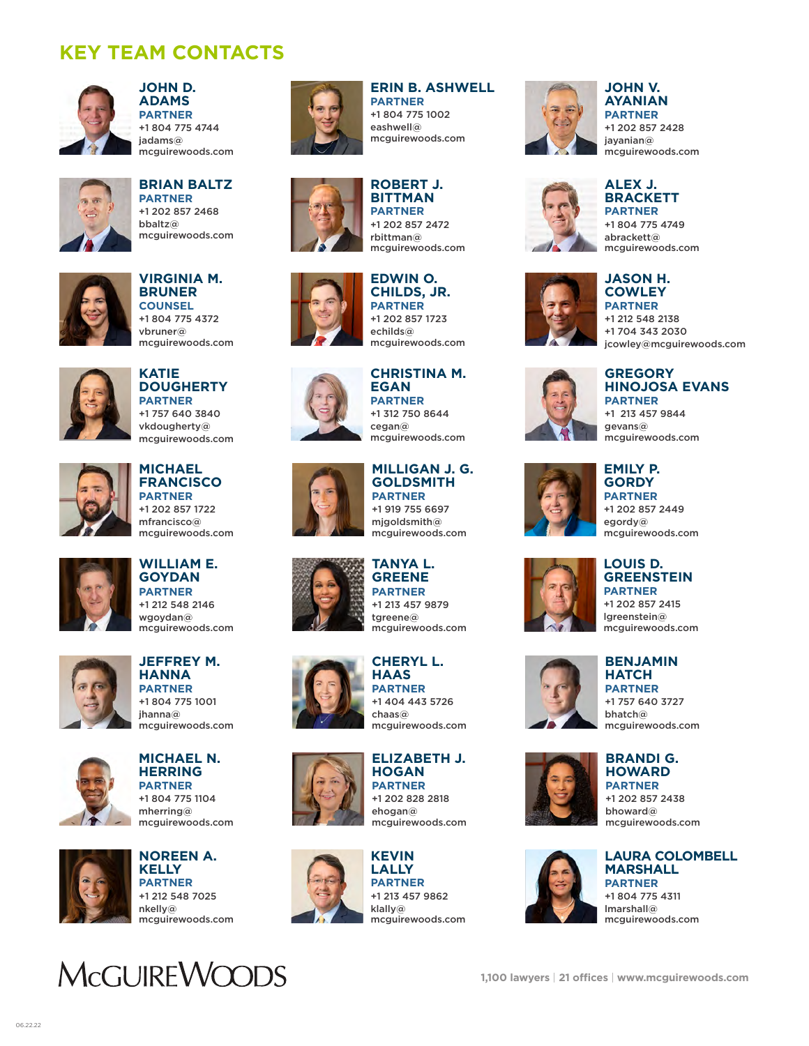## KEY TEAM CONTACTS

**JOHN D. ADAMS**
PARTNER
+1 804 775 4744
jadams@mcguirewoods.com

**ERIN B. ASHWELL**
PARTNER
+1 804 775 1002
eashwell@mcguirewoods.com

**JOHN V. AYANIAN**
PARTNER
+1 202 857 2428
jayanian@mcguirewoods.com

**BRIAN BALTZ**
PARTNER
+1 202 857 2468
bbaltz@mcguirewoods.com

**ROBERT J. BITTMAN**
PARTNER
+1 202 857 2472
rbittman@mcguirewoods.com

**ALEX J. BRACKETT**
PARTNER
+1 804 775 4749
abrackett@mcguirewoods.com

**VIRGINIA M. BRUNER**
COUNSEL
+1 804 775 4372
vbruner@mcguirewoods.com

**EDWIN O. CHILDS, JR.**
PARTNER
+1 202 857 1723
echilds@mcguirewoods.com

**JASON H. COWLEY**
PARTNER
+1 212 548 2138
+1 704 343 2030
jcowley@mcguirewoods.com

**KATIE DOUGHERTY**
PARTNER
+1 757 640 3840
vkdougherty@mcguirewoods.com

**CHRISTINA M. EGAN**
PARTNER
+1 312 750 8644
cegan@mcguirewoods.com

**GREGORY HINOJOSA EVANS**
PARTNER
+1 213 457 9844
gevans@mcguirewoods.com

**MICHAEL FRANCISCO**
PARTNER
+1 202 857 1722
mfrancisco@mcguirewoods.com

**MILLIGAN J. G. GOLDSMITH**
PARTNER
+1 919 755 6697
mjgoldsmith@mcguirewoods.com

**EMILY P. GORDY**
PARTNER
+1 202 857 2449
egordy@mcguirewoods.com

**WILLIAM E. GOYDAN**
PARTNER
+1 212 548 2146
wgoydan@mcguirewoods.com

**TANYA L. GREENE**
PARTNER
+1 213 457 9879
tgreene@mcguirewoods.com

**LOUIS D. GREENSTEIN**
PARTNER
+1 202 857 2415
lgreenstein@mcguirewoods.com

**JEFFREY M. HANNA**
PARTNER
+1 804 775 1001
jhanna@mcguirewoods.com

**CHERYL L. HAAS**
PARTNER
+1 404 443 5726
chaas@mcguirewoods.com

**BENJAMIN HATCH**
PARTNER
+1 757 640 3727
bhatch@mcguirewoods.com

**MICHAEL N. HERRING**
PARTNER
+1 804 775 1104
mherring@mcguirewoods.com

**ELIZABETH J. HOGAN**
PARTNER
+1 202 828 2818
ehogan@mcguirewoods.com

**BRANDI G. HOWARD**
PARTNER
+1 202 857 2438
bhoward@mcguirewoods.com

**NOREEN A. KELLY**
PARTNER
+1 212 548 7025
nkelly@mcguirewoods.com

**KEVIN LALLY**
PARTNER
+1 213 457 9862
klally@mcguirewoods.com

**LAURA COLOMBELL MARSHALL**
PARTNER
+1 804 775 4311
lmarshall@mcguirewoods.com

McGUIREWOODS

1,100 lawyers | 21 offices | www.mcguirewoods.com

06.22.22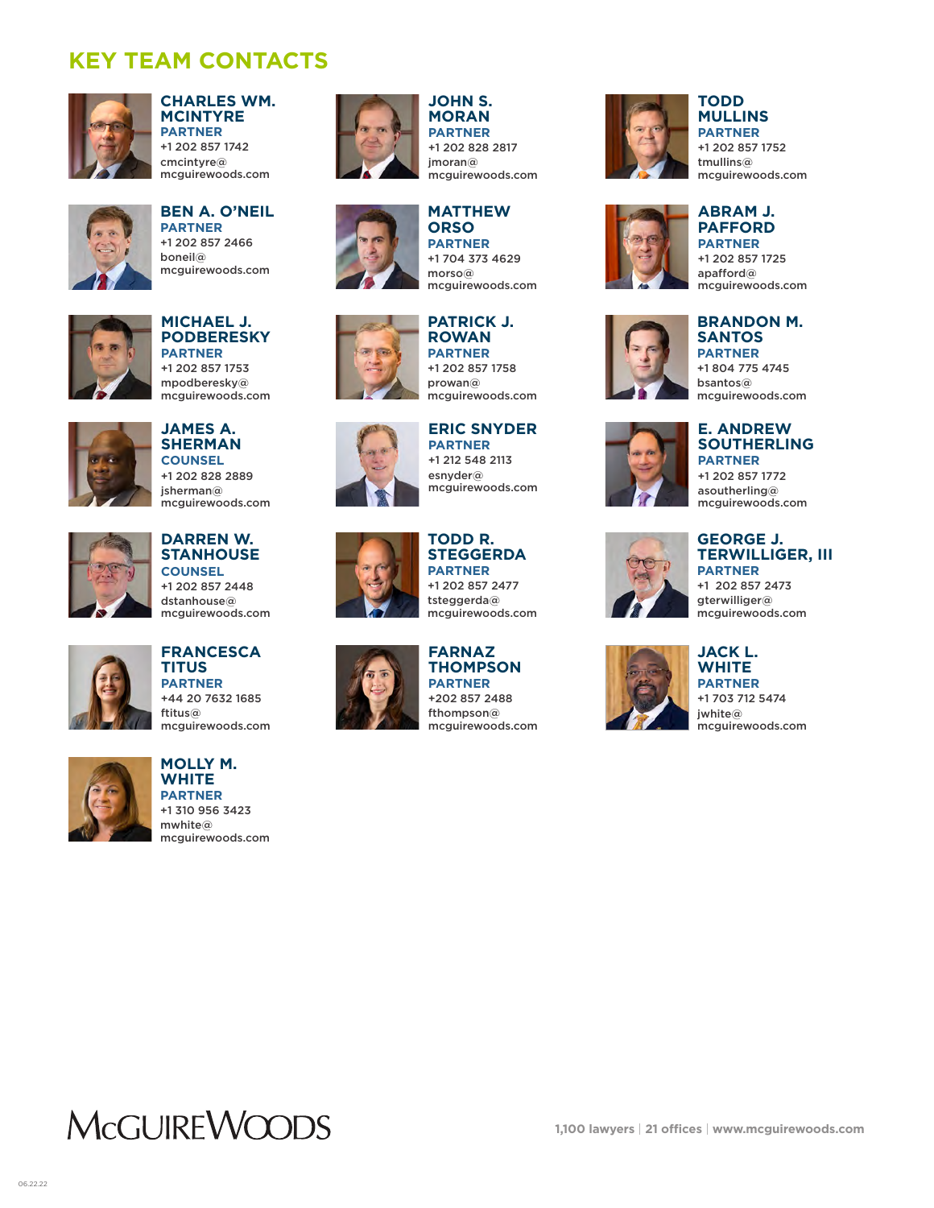# KEY TEAM CONTACTS

**CHARLES WM. MCINTYRE**
PARTNER
+1 202 857 1742
cmcintyre@mcguirewoods.com

**JOHN S. MORAN**
PARTNER
+1 202 828 2817
jmoran@mcguirewoods.com

**TODD MULLINS**
PARTNER
+1 202 857 1752
tmullins@mcguirewoods.com

**BEN A. O'NEIL**
PARTNER
+1 202 857 2466
boneil@mcguirewoods.com

**MATTHEW ORSO**
PARTNER
+1 704 373 4629
morso@mcguirewoods.com

**ABRAM J. PAFFORD**
PARTNER
+1 202 857 1725
apafford@mcguirewoods.com

**MICHAEL J. PODBERESKY**
PARTNER
+1 202 857 1753
mpodberesky@mcguirewoods.com

**PATRICK J. ROWAN**
PARTNER
+1 202 857 1758
prowan@mcguirewoods.com

**BRANDON M. SANTOS**
PARTNER
+1 804 775 4745
bsantos@mcguirewoods.com

**JAMES A. SHERMAN**
COUNSEL
+1 202 828 2889
jsherman@mcguirewoods.com

**ERIC SNYDER**
PARTNER
+1 212 548 2113
esnyder@mcguirewoods.com

**E. ANDREW SOUTHERLING**
PARTNER
+1 202 857 1772
asoutherling@mcguirewoods.com

**DARREN W. STANHOUSE**
COUNSEL
+1 202 857 2448
dstanhouse@mcguirewoods.com

**TODD R. STEGGERDA**
PARTNER
+1 202 857 2477
tsteggerda@mcguirewoods.com

**GEORGE J. TERWILLIGER, III**
PARTNER
+1 202 857 2473
gterwilliger@mcguirewoods.com

**FRANCESCA TITUS**
PARTNER
+44 20 7632 1685
ftitus@mcguirewoods.com

**FARNAZ THOMPSON**
PARTNER
+202 857 2488
fthompson@mcguirewoods.com

**JACK L. WHITE**
PARTNER
+1 703 712 5474
jwhite@mcguirewoods.com

**MOLLY M. WHITE**
PARTNER
+1 310 956 3423
mwhite@mcguirewoods.com

McGUIREWOODS

1,100 lawyers | 21 offices | www.mcguirewoods.com

06.22.22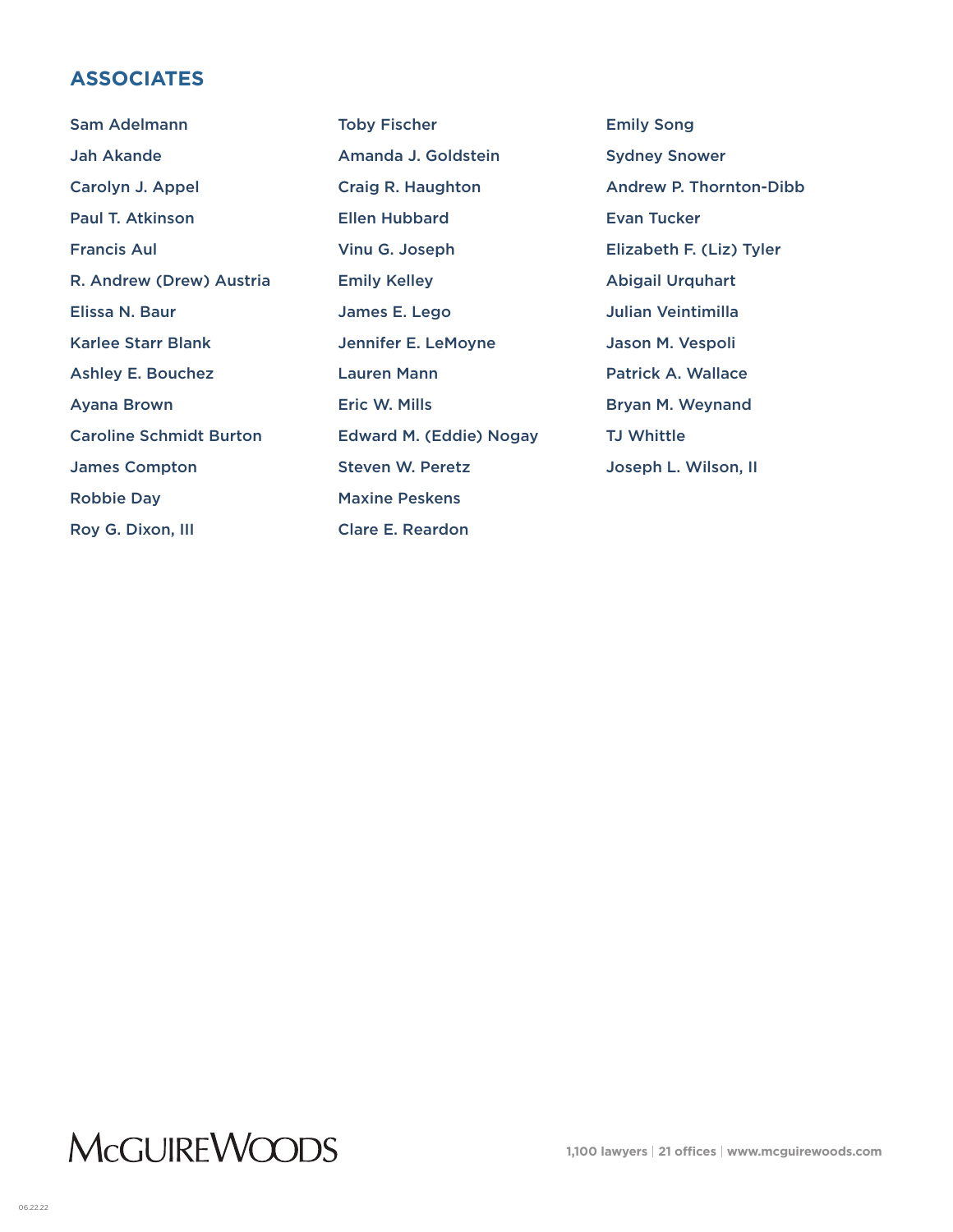## ASSOCIATES

Sam Adelmann
Jah Akande
Carolyn J. Appel
Paul T. Atkinson
Francis Aul
R. Andrew (Drew) Austria
Elissa N. Baur
Karlee Starr Blank
Ashley E. Bouchez
Ayana Brown
Caroline Schmidt Burton
James Compton
Robbie Day
Roy G. Dixon, III
Toby Fischer
Amanda J. Goldstein
Craig R. Haughton
Ellen Hubbard
Vinu G. Joseph
Emily Kelley
James E. Lego
Jennifer E. LeMoyne
Lauren Mann
Eric W. Mills
Edward M. (Eddie) Nogay
Steven W. Peretz
Maxine Peskens
Clare E. Reardon
Emily Song
Sydney Snower
Andrew P. Thornton-Dibb
Evan Tucker
Elizabeth F. (Liz) Tyler
Abigail Urquhart
Julian Veintimilla
Jason M. Vespoli
Patrick A. Wallace
Bryan M. Weynand
TJ Whittle
Joseph L. Wilson, II

McGUIREWOODS

**1,100 lawyers | 21 offices | www.mcguirewoods.com**

06.22.22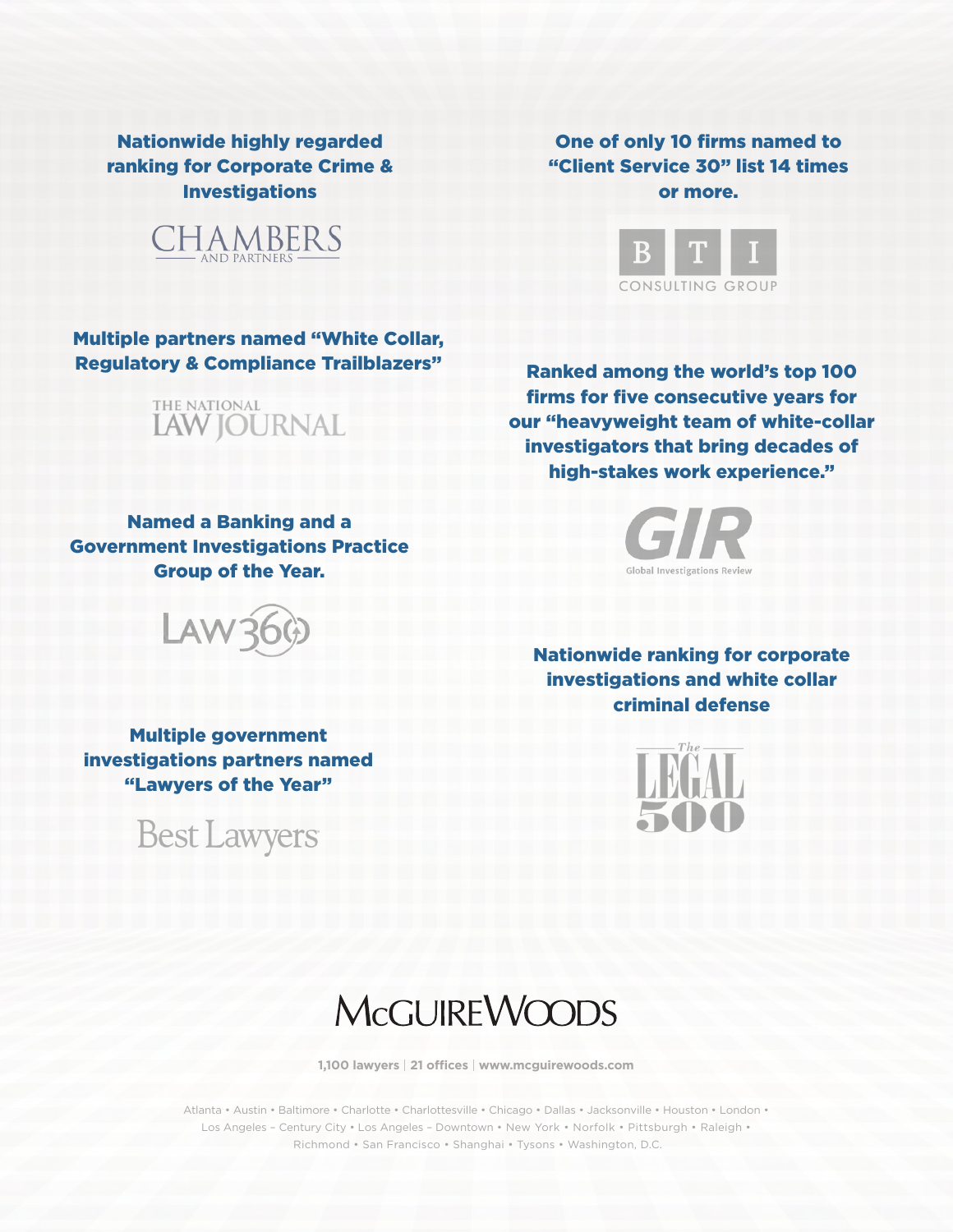**Nationwide highly regarded ranking for Corporate Crime & Investigations**

CHAMBERS AND PARTNERS

**One of only 10 firms named to "Client Service 30" list 14 times or more.**

BTI CONSULTING GROUP

**Multiple partners named "White Collar, Regulatory & Compliance Trailblazers"**

THE NATIONAL LAW JOURNAL

**Ranked among the world's top 100 firms for five consecutive years for our "heavyweight team of white-collar investigators that bring decades of high-stakes work experience."**

GIR Global Investigations Review

**Named a Banking and a Government Investigations Practice Group of the Year.**

LAW360

**Nationwide ranking for corporate investigations and white collar criminal defense**

The LEGAL 500

**Multiple government investigations partners named "Lawyers of the Year"**

Best Lawyers

McGUIREWOODS

**1,100 lawyers** | **21 offices** | **www.mcguirewoods.com**

Atlanta • Austin • Baltimore • Charlotte • Charlottesville • Chicago • Dallas • Jacksonville • Houston • London • Los Angeles – Century City • Los Angeles – Downtown • New York • Norfolk • Pittsburgh • Raleigh • Richmond • San Francisco • Shanghai • Tysons • Washington, D.C.